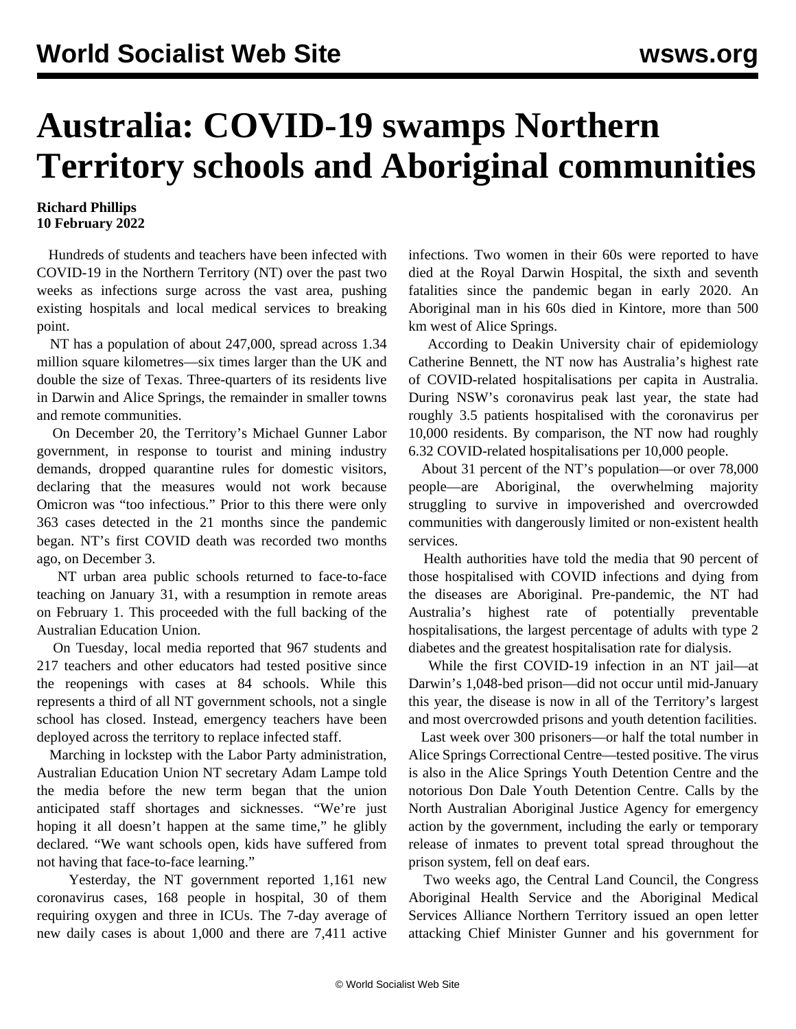# Australia: COVID-19 swamps Northern Territory schools and Aboriginal communities

**Richard Phillips**
**10 February 2022**

Hundreds of students and teachers have been infected with COVID-19 in the Northern Territory (NT) over the past two weeks as infections surge across the vast area, pushing existing hospitals and local medical services to breaking point.

NT has a population of about 247,000, spread across 1.34 million square kilometres—six times larger than the UK and double the size of Texas. Three-quarters of its residents live in Darwin and Alice Springs, the remainder in smaller towns and remote communities.

On December 20, the Territory's Michael Gunner Labor government, in response to tourist and mining industry demands, dropped quarantine rules for domestic visitors, declaring that the measures would not work because Omicron was "too infectious." Prior to this there were only 363 cases detected in the 21 months since the pandemic began. NT's first COVID death was recorded two months ago, on December 3.

NT urban area public schools returned to face-to-face teaching on January 31, with a resumption in remote areas on February 1. This proceeded with the full backing of the Australian Education Union.

On Tuesday, local media reported that 967 students and 217 teachers and other educators had tested positive since the reopenings with cases at 84 schools. While this represents a third of all NT government schools, not a single school has closed. Instead, emergency teachers have been deployed across the territory to replace infected staff.

Marching in lockstep with the Labor Party administration, Australian Education Union NT secretary Adam Lampe told the media before the new term began that the union anticipated staff shortages and sicknesses. "We're just hoping it all doesn't happen at the same time," he glibly declared. "We want schools open, kids have suffered from not having that face-to-face learning."

Yesterday, the NT government reported 1,161 new coronavirus cases, 168 people in hospital, 30 of them requiring oxygen and three in ICUs. The 7-day average of new daily cases is about 1,000 and there are 7,411 active infections. Two women in their 60s were reported to have died at the Royal Darwin Hospital, the sixth and seventh fatalities since the pandemic began in early 2020. An Aboriginal man in his 60s died in Kintore, more than 500 km west of Alice Springs.

According to Deakin University chair of epidemiology Catherine Bennett, the NT now has Australia's highest rate of COVID-related hospitalisations per capita in Australia. During NSW's coronavirus peak last year, the state had roughly 3.5 patients hospitalised with the coronavirus per 10,000 residents. By comparison, the NT now had roughly 6.32 COVID-related hospitalisations per 10,000 people.

About 31 percent of the NT's population—or over 78,000 people—are Aboriginal, the overwhelming majority struggling to survive in impoverished and overcrowded communities with dangerously limited or non-existent health services.

Health authorities have told the media that 90 percent of those hospitalised with COVID infections and dying from the diseases are Aboriginal. Pre-pandemic, the NT had Australia's highest rate of potentially preventable hospitalisations, the largest percentage of adults with type 2 diabetes and the greatest hospitalisation rate for dialysis.

While the first COVID-19 infection in an NT jail—at Darwin's 1,048-bed prison—did not occur until mid-January this year, the disease is now in all of the Territory's largest and most overcrowded prisons and youth detention facilities.

Last week over 300 prisoners—or half the total number in Alice Springs Correctional Centre—tested positive. The virus is also in the Alice Springs Youth Detention Centre and the notorious Don Dale Youth Detention Centre. Calls by the North Australian Aboriginal Justice Agency for emergency action by the government, including the early or temporary release of inmates to prevent total spread throughout the prison system, fell on deaf ears.

Two weeks ago, the Central Land Council, the Congress Aboriginal Health Service and the Aboriginal Medical Services Alliance Northern Territory issued an open letter attacking Chief Minister Gunner and his government for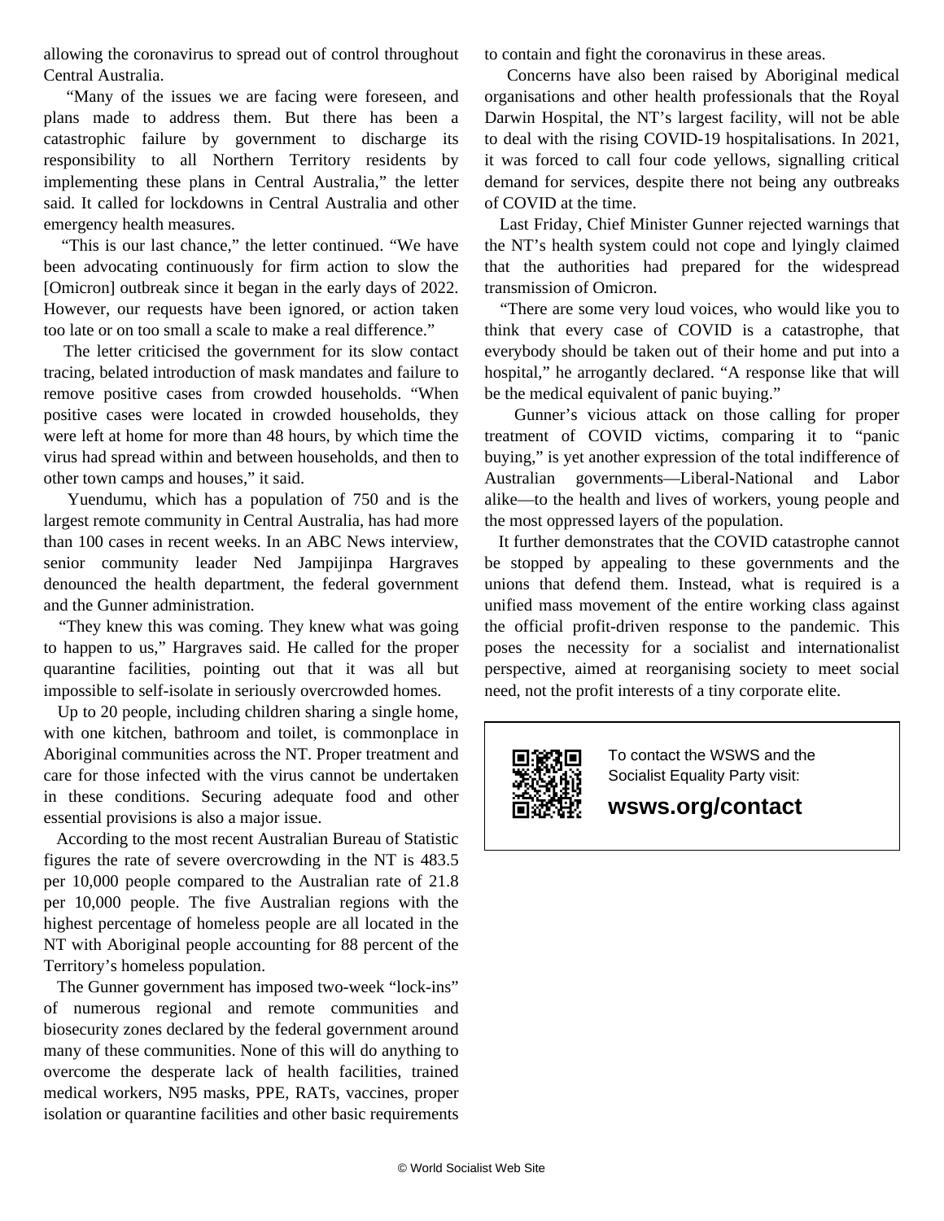allowing the coronavirus to spread out of control throughout Central Australia.

"Many of the issues we are facing were foreseen, and plans made to address them. But there has been a catastrophic failure by government to discharge its responsibility to all Northern Territory residents by implementing these plans in Central Australia," the letter said. It called for lockdowns in Central Australia and other emergency health measures.

"This is our last chance," the letter continued. "We have been advocating continuously for firm action to slow the [Omicron] outbreak since it began in the early days of 2022. However, our requests have been ignored, or action taken too late or on too small a scale to make a real difference."

The letter criticised the government for its slow contact tracing, belated introduction of mask mandates and failure to remove positive cases from crowded households. "When positive cases were located in crowded households, they were left at home for more than 48 hours, by which time the virus had spread within and between households, and then to other town camps and houses," it said.

Yuendumu, which has a population of 750 and is the largest remote community in Central Australia, has had more than 100 cases in recent weeks. In an ABC News interview, senior community leader Ned Jampijinpa Hargraves denounced the health department, the federal government and the Gunner administration.

"They knew this was coming. They knew what was going to happen to us," Hargraves said. He called for the proper quarantine facilities, pointing out that it was all but impossible to self-isolate in seriously overcrowded homes.

Up to 20 people, including children sharing a single home, with one kitchen, bathroom and toilet, is commonplace in Aboriginal communities across the NT. Proper treatment and care for those infected with the virus cannot be undertaken in these conditions. Securing adequate food and other essential provisions is also a major issue.

According to the most recent Australian Bureau of Statistic figures the rate of severe overcrowding in the NT is 483.5 per 10,000 people compared to the Australian rate of 21.8 per 10,000 people. The five Australian regions with the highest percentage of homeless people are all located in the NT with Aboriginal people accounting for 88 percent of the Territory's homeless population.

The Gunner government has imposed two-week "lock-ins" of numerous regional and remote communities and biosecurity zones declared by the federal government around many of these communities. None of this will do anything to overcome the desperate lack of health facilities, trained medical workers, N95 masks, PPE, RATs, vaccines, proper isolation or quarantine facilities and other basic requirements to contain and fight the coronavirus in these areas.

Concerns have also been raised by Aboriginal medical organisations and other health professionals that the Royal Darwin Hospital, the NT's largest facility, will not be able to deal with the rising COVID-19 hospitalisations. In 2021, it was forced to call four code yellows, signalling critical demand for services, despite there not being any outbreaks of COVID at the time.

Last Friday, Chief Minister Gunner rejected warnings that the NT's health system could not cope and lyingly claimed that the authorities had prepared for the widespread transmission of Omicron.

"There are some very loud voices, who would like you to think that every case of COVID is a catastrophe, that everybody should be taken out of their home and put into a hospital," he arrogantly declared. "A response like that will be the medical equivalent of panic buying."

Gunner's vicious attack on those calling for proper treatment of COVID victims, comparing it to "panic buying," is yet another expression of the total indifference of Australian governments—Liberal-National and Labor alike—to the health and lives of workers, young people and the most oppressed layers of the population.

It further demonstrates that the COVID catastrophe cannot be stopped by appealing to these governments and the unions that defend them. Instead, what is required is a unified mass movement of the entire working class against the official profit-driven response to the pandemic. This poses the necessity for a socialist and internationalist perspective, aimed at reorganising society to meet social need, not the profit interests of a tiny corporate elite.

To contact the WSWS and the Socialist Equality Party visit:

**wsws.org/contact**